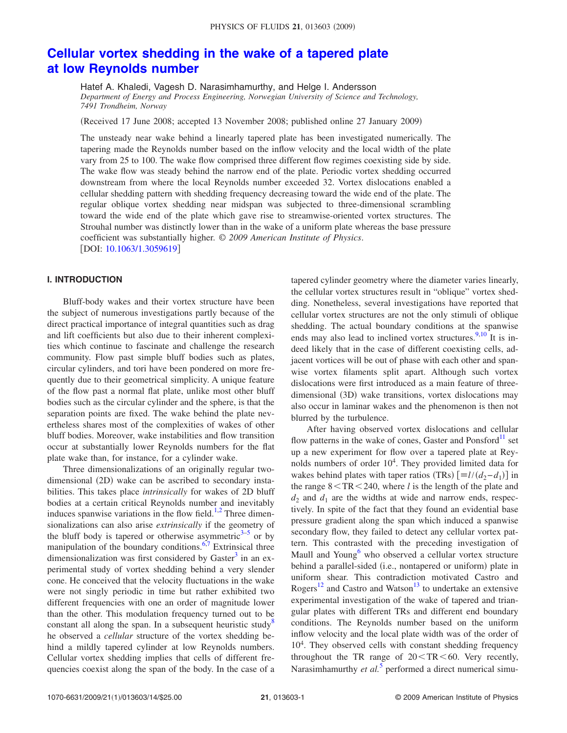# Cellular vortex shedding in the wake of a tapered plate at low Reynolds number

Hatef A. Khaledi, Vagesh D. Narasimhamurthy, and Helge I. Andersson

*Department of Energy and Process Engineering, Norwegian University of Science and Technology, 7491 Trondheim, Norway*

(Received 17 June 2008; accepted 13 November 2008; published online 27 January 2009)

The unsteady near wake behind a linearly tapered plate has been investigated numerically. The tapering made the Reynolds number based on the inflow velocity and the local width of the plate vary from 25 to 100. The wake flow comprised three different flow regimes coexisting side by side. The wake flow was steady behind the narrow end of the plate. Periodic vortex shedding occurred downstream from where the local Reynolds number exceeded 32. Vortex dislocations enabled a cellular shedding pattern with shedding frequency decreasing toward the wide end of the plate. The regular oblique vortex shedding near midspan was subjected to three-dimensional scrambling toward the wide end of the plate which gave rise to streamwise-oriented vortex structures. The Strouhal number was distinctly lower than in the wake of a uniform plate whereas the base pressure coefficient was substantially higher. *© 2009 American Institute of Physics*. [DOI: 10.1063/1.3059619]

## I. INTRODUCTION

Bluff-body wakes and their vortex structure have been the subject of numerous investigations partly because of the direct practical importance of integral quantities such as drag and lift coefficients but also due to their inherent complexities which continue to fascinate and challenge the research community. Flow past simple bluff bodies such as plates, circular cylinders, and tori have been pondered on more frequently due to their geometrical simplicity. A unique feature of the flow past a normal flat plate, unlike most other bluff bodies such as the circular cylinder and the sphere, is that the separation points are fixed. The wake behind the plate nevertheless shares most of the complexities of wakes of other bluff bodies. Moreover, wake instabilities and flow transition occur at substantially lower Reynolds numbers for the flat plate wake than, for instance, for a cylinder wake.

Three dimensionalizations of an originally regular two-dimensional (2D) wake can be ascribed to secondary instabilities. This takes place *intrinsically* for wakes of 2D bluff bodies at a certain critical Reynolds number and inevitably induces spanwise variations in the flow field.[1,2] Three dimensionalizations can also arise *extrinsically* if the geometry of the bluff body is tapered or otherwise asymmetric[3–5] or by manipulation of the boundary conditions.[6,7] Extrinsical three dimensionalization was first considered by Gaster[3] in an experimental study of vortex shedding behind a very slender cone. He conceived that the velocity fluctuations in the wake were not singly periodic in time but rather exhibited two different frequencies with one an order of magnitude lower than the other. This modulation frequency turned out to be constant all along the span. In a subsequent heuristic study[8] he observed a *cellular* structure of the vortex shedding behind a mildly tapered cylinder at low Reynolds numbers. Cellular vortex shedding implies that cells of different frequencies coexist along the span of the body. In the case of a tapered cylinder geometry where the diameter varies linearly, the cellular vortex structures result in "oblique" vortex shedding. Nonetheless, several investigations have reported that cellular vortex structures are not the only stimuli of oblique shedding. The actual boundary conditions at the spanwise ends may also lead to inclined vortex structures.[9,10] It is indeed likely that in the case of different coexisting cells, adjacent vortices will be out of phase with each other and spanwise vortex filaments split apart. Although such vortex dislocations were first introduced as a main feature of three-dimensional (3D) wake transitions, vortex dislocations may also occur in laminar wakes and the phenomenon is then not blurred by the turbulence.

After having observed vortex dislocations and cellular flow patterns in the wake of cones, Gaster and Ponsford[11] set up a new experiment for flow over a tapered plate at Reynolds numbers of order $10^4$. They provided limited data for wakes behind plates with taper ratios (TRs) $[\equiv l/(d_2-d_1)]$ in the range $8<\text{TR}<240$, where $l$ is the length of the plate and $d_2$ and $d_1$ are the widths at wide and narrow ends, respectively. In spite of the fact that they found an evidential base pressure gradient along the span which induced a spanwise secondary flow, they failed to detect any cellular vortex pattern. This contrasted with the preceding investigation of Maull and Young[6] who observed a cellular vortex structure behind a parallel-sided (i.e., nontapered or uniform) plate in uniform shear. This contradiction motivated Castro and Rogers[12] and Castro and Watson[13] to undertake an extensive experimental investigation of the wake of tapered and triangular plates with different TRs and different end boundary conditions. The Reynolds number based on the uniform inflow velocity and the local plate width was of the order of $10^4$. They observed cells with constant shedding frequency throughout the TR range of $20<\text{TR}<60$. Very recently, Narasimhamurthy *et al.*[5] performed a direct numerical simu-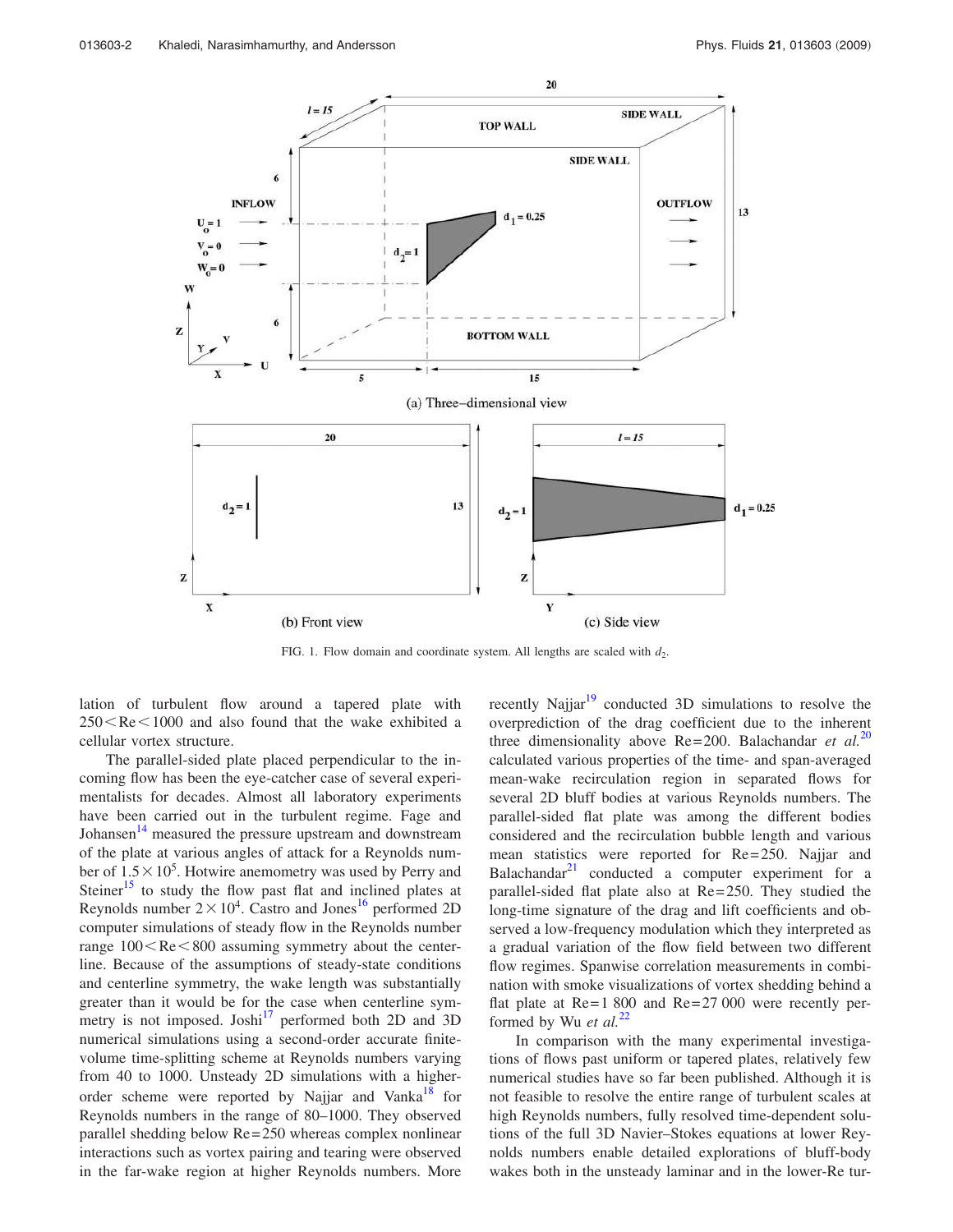FIG. 1. Flow domain and coordinate system. All lengths are scaled with $d_2$.

lation of turbulent flow around a tapered plate with $250 < \mathrm{Re} < 1000$ and also found that the wake exhibited a cellular vortex structure.

The parallel-sided plate placed perpendicular to the incoming flow has been the eye-catcher case of several experimentalists for decades. Almost all laboratory experiments have been carried out in the turbulent regime. Fage and Johansen[14] measured the pressure upstream and downstream of the plate at various angles of attack for a Reynolds number of $1.5 \times 10^5$. Hotwire anemometry was used by Perry and Steiner[15] to study the flow past flat and inclined plates at Reynolds number $2 \times 10^4$. Castro and Jones[16] performed 2D computer simulations of steady flow in the Reynolds number range $100 < \mathrm{Re} < 800$ assuming symmetry about the centerline. Because of the assumptions of steady-state conditions and centerline symmetry, the wake length was substantially greater than it would be for the case when centerline symmetry is not imposed. Joshi[17] performed both 2D and 3D numerical simulations using a second-order accurate finite-volume time-splitting scheme at Reynolds numbers varying from 40 to 1000. Unsteady 2D simulations with a higher-order scheme were reported by Najjar and Vanka[18] for Reynolds numbers in the range of 80–1000. They observed parallel shedding below $\mathrm{Re}=250$ whereas complex nonlinear interactions such as vortex pairing and tearing were observed in the far-wake region at higher Reynolds numbers. More recently Najjar[19] conducted 3D simulations to resolve the overprediction of the drag coefficient due to the inherent three dimensionality above $\mathrm{Re}=200$. Balachandar *et al.*[20] calculated various properties of the time- and span-averaged mean-wake recirculation region in separated flows for several 2D bluff bodies at various Reynolds numbers. The parallel-sided flat plate was among the different bodies considered and the recirculation bubble length and various mean statistics were reported for $\mathrm{Re}=250$. Najjar and Balachandar[21] conducted a computer experiment for a parallel-sided flat plate also at $\mathrm{Re}=250$. They studied the long-time signature of the drag and lift coefficients and observed a low-frequency modulation which they interpreted as a gradual variation of the flow field between two different flow regimes. Spanwise correlation measurements in combination with smoke visualizations of vortex shedding behind a flat plate at $\mathrm{Re}=1\,800$ and $\mathrm{Re}=27\,000$ were recently performed by Wu *et al.*[22]

In comparison with the many experimental investigations of flows past uniform or tapered plates, relatively few numerical studies have so far been published. Although it is not feasible to resolve the entire range of turbulent scales at high Reynolds numbers, fully resolved time-dependent solutions of the full 3D Navier–Stokes equations at lower Reynolds numbers enable detailed explorations of bluff-body wakes both in the unsteady laminar and in the lower-Re tur-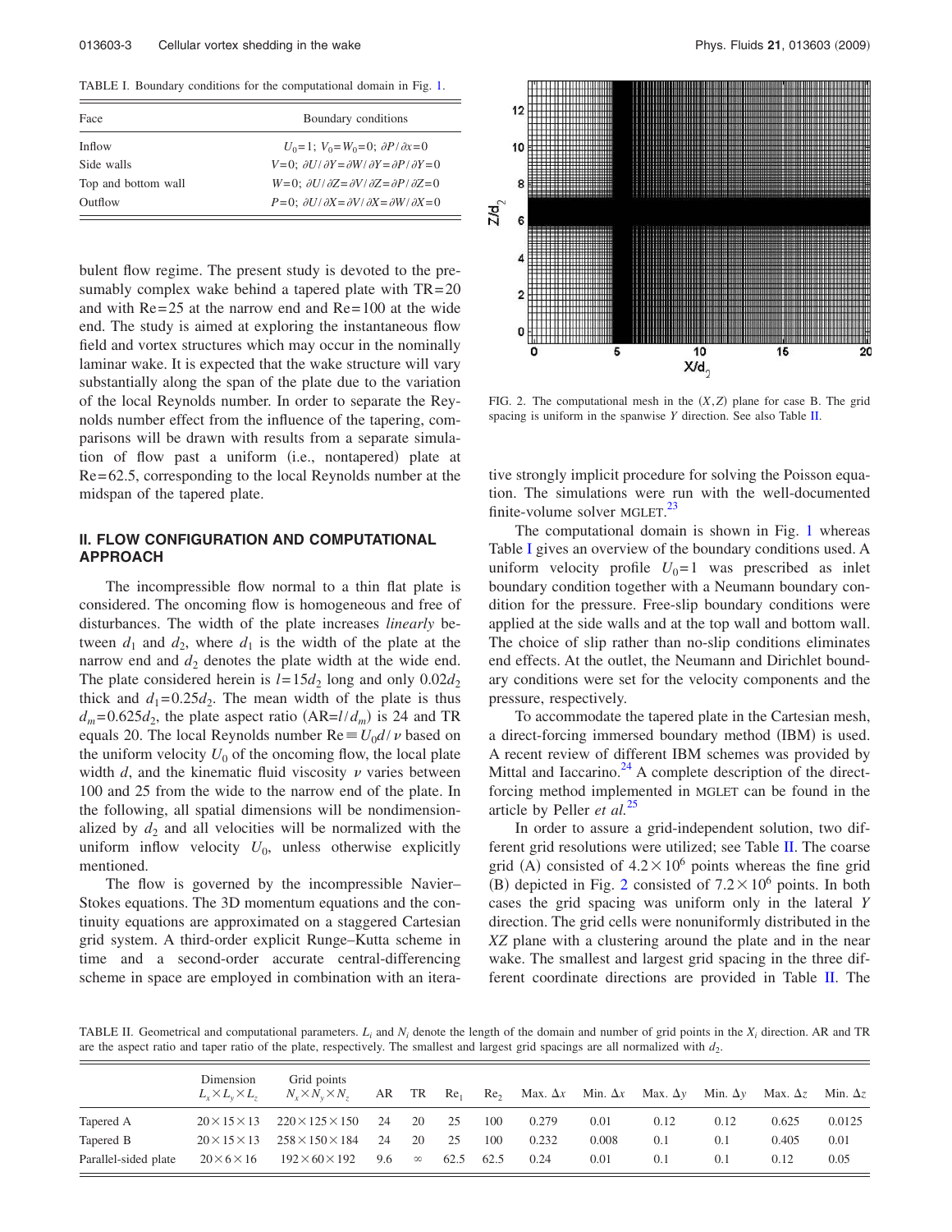TABLE I. Boundary conditions for the computational domain in Fig. 1.

| Face | Boundary conditions |
| --- | --- |
| Inflow | $U_0=1$; $V_0=W_0=0$; $\partial P/\partial x=0$ |
| Side walls | $V=0$; $\partial U/\partial Y=\partial W/\partial Y=\partial P/\partial Y=0$ |
| Top and bottom wall | $W=0$; $\partial U/\partial Z=\partial V/\partial Z=\partial P/\partial Z=0$ |
| Outflow | $P=0$; $\partial U/\partial X=\partial V/\partial X=\partial W/\partial X=0$ |

bulent flow regime. The present study is devoted to the presumably complex wake behind a tapered plate with TR=20 and with Re=25 at the narrow end and Re=100 at the wide end. The study is aimed at exploring the instantaneous flow field and vortex structures which may occur in the nominally laminar wake. It is expected that the wake structure will vary substantially along the span of the plate due to the variation of the local Reynolds number. In order to separate the Reynolds number effect from the influence of the tapering, comparisons will be drawn with results from a separate simulation of flow past a uniform (i.e., nontapered) plate at Re=62.5, corresponding to the local Reynolds number at the midspan of the tapered plate.

## II. FLOW CONFIGURATION AND COMPUTATIONAL APPROACH

The incompressible flow normal to a thin flat plate is considered. The oncoming flow is homogeneous and free of disturbances. The width of the plate increases *linearly* between $d_1$ and $d_2$, where $d_1$ is the width of the plate at the narrow end and $d_2$ denotes the plate width at the wide end. The plate considered herein is $l=15d_2$ long and only $0.02d_2$ thick and $d_1=0.25d_2$. The mean width of the plate is thus $d_m=0.625d_2$, the plate aspect ratio ($\text{AR}=l/d_m$) is 24 and TR equals 20. The local Reynolds number $\text{Re}\equiv U_0 d/\nu$ based on the uniform velocity $U_0$ of the oncoming flow, the local plate width $d$, and the kinematic fluid viscosity $\nu$ varies between 100 and 25 from the wide to the narrow end of the plate. In the following, all spatial dimensions will be nondimensionalized by $d_2$ and all velocities will be normalized with the uniform inflow velocity $U_0$, unless otherwise explicitly mentioned.

The flow is governed by the incompressible Navier–Stokes equations. The 3D momentum equations and the continuity equations are approximated on a staggered Cartesian grid system. A third-order explicit Runge–Kutta scheme in time and a second-order accurate central-differencing scheme in space are employed in combination with an iterative strongly implicit procedure for solving the Poisson equation. The simulations were run with the well-documented finite-volume solver MGLET.[23]

FIG. 2. The computational mesh in the $(X,Z)$ plane for case B. The grid spacing is uniform in the spanwise $Y$ direction. See also Table II.

The computational domain is shown in Fig. 1 whereas Table I gives an overview of the boundary conditions used. A uniform velocity profile $U_0=1$ was prescribed as inlet boundary condition together with a Neumann boundary condition for the pressure. Free-slip boundary conditions were applied at the side walls and at the top wall and bottom wall. The choice of slip rather than no-slip conditions eliminates end effects. At the outlet, the Neumann and Dirichlet boundary conditions were set for the velocity components and the pressure, respectively.

To accommodate the tapered plate in the Cartesian mesh, a direct-forcing immersed boundary method (IBM) is used. A recent review of different IBM schemes was provided by Mittal and Iaccarino.[24] A complete description of the direct-forcing method implemented in MGLET can be found in the article by Peller *et al.*[25]

In order to assure a grid-independent solution, two different grid resolutions were utilized; see Table II. The coarse grid (A) consisted of $4.2\times 10^6$ points whereas the fine grid (B) depicted in Fig. 2 consisted of $7.2\times 10^6$ points. In both cases the grid spacing was uniform only in the lateral $Y$ direction. The grid cells were nonuniformly distributed in the $XZ$ plane with a clustering around the plate and in the near wake. The smallest and largest grid spacing in the three different coordinate directions are provided in Table II. The

TABLE II. Geometrical and computational parameters. $L_i$ and $N_i$ denote the length of the domain and number of grid points in the $X_i$ direction. AR and TR are the aspect ratio and taper ratio of the plate, respectively. The smallest and largest grid spacings are all normalized with $d_2$.

| | Dimension $L_x\times L_y\times L_z$ | Grid points $N_x\times N_y\times N_z$ | AR | TR | $\text{Re}_1$ | $\text{Re}_2$ | Max. $\Delta x$ | Min. $\Delta x$ | Max. $\Delta y$ | Min. $\Delta y$ | Max. $\Delta z$ | Min. $\Delta z$ |
| --- | --- | --- | --- | --- | --- | --- | --- | --- | --- | --- | --- | --- |
| Tapered A | $20\times 15\times 13$ | $220\times 125\times 150$ | 24 | 20 | 25 | 100 | 0.279 | 0.01 | 0.12 | 0.12 | 0.625 | 0.0125 |
| Tapered B | $20\times 15\times 13$ | $258\times 150\times 184$ | 24 | 20 | 25 | 100 | 0.232 | 0.008 | 0.1 | 0.1 | 0.405 | 0.01 |
| Parallel-sided plate | $20\times 6\times 16$ | $192\times 60\times 192$ | 9.6 | $\infty$ | 62.5 | 62.5 | 0.24 | 0.01 | 0.1 | 0.1 | 0.12 | 0.05 |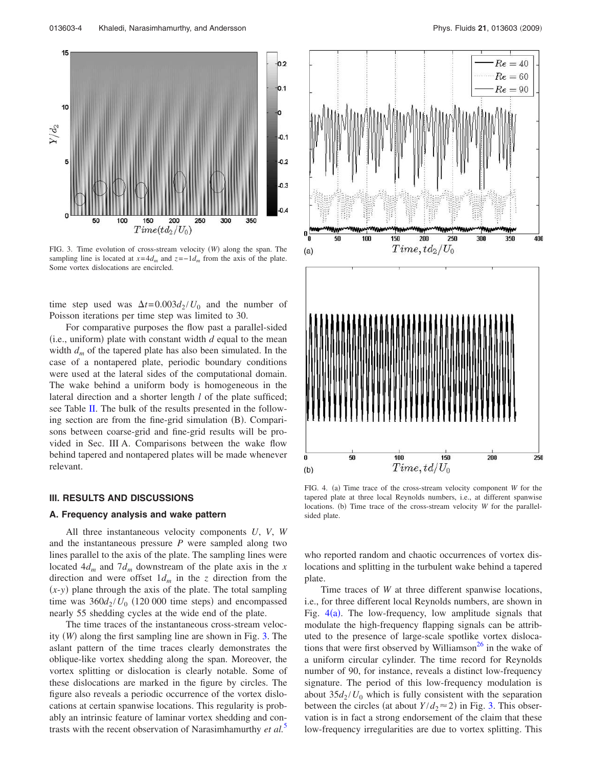FIG. 3. Time evolution of cross-stream velocity ($W$) along the span. The sampling line is located at $x=4d_m$ and $z=-1d_m$ from the axis of the plate. Some vortex dislocations are encircled.

time step used was $\Delta t=0.003d_2/U_0$ and the number of Poisson iterations per time step was limited to 30.

For comparative purposes the flow past a parallel-sided (i.e., uniform) plate with constant width $d$ equal to the mean width $d_m$ of the tapered plate has also been simulated. In the case of a nontapered plate, periodic boundary conditions were used at the lateral sides of the computational domain. The wake behind a uniform body is homogeneous in the lateral direction and a shorter length $l$ of the plate sufficed; see Table II. The bulk of the results presented in the following section are from the fine-grid simulation (B). Comparisons between coarse-grid and fine-grid results will be provided in Sec. III A. Comparisons between the wake flow behind tapered and nontapered plates will be made whenever relevant.

## III. RESULTS AND DISCUSSIONS

### A. Frequency analysis and wake pattern

All three instantaneous velocity components $U$, $V$, $W$ and the instantaneous pressure $P$ were sampled along two lines parallel to the axis of the plate. The sampling lines were located $4d_m$ and $7d_m$ downstream of the plate axis in the $x$ direction and were offset $1d_m$ in the $z$ direction from the ($x$-$y$) plane through the axis of the plate. The total sampling time was $360d_2/U_0$ (120 000 time steps) and encompassed nearly 55 shedding cycles at the wide end of the plate.

The time traces of the instantaneous cross-stream velocity ($W$) along the first sampling line are shown in Fig. 3. The aslant pattern of the time traces clearly demonstrates the oblique-like vortex shedding along the span. Moreover, the vortex splitting or dislocation is clearly notable. Some of these dislocations are marked in the figure by circles. The figure also reveals a periodic occurrence of the vortex dislocations at certain spanwise locations. This regularity is probably an intrinsic feature of laminar vortex shedding and contrasts with the recent observation of Narasimhamurthy *et al.*[5] who reported random and chaotic occurrences of vortex dislocations and splitting in the turbulent wake behind a tapered plate.

FIG. 4. (a) Time trace of the cross-stream velocity component $W$ for the tapered plate at three local Reynolds numbers, i.e., at different spanwise locations. (b) Time trace of the cross-stream velocity $W$ for the parallel-sided plate.

Time traces of $W$ at three different spanwise locations, i.e., for three different local Reynolds numbers, are shown in Fig. 4(a). The low-frequency, low amplitude signals that modulate the high-frequency flapping signals can be attributed to the presence of large-scale spotlike vortex dislocations that were first observed by Williamson[26] in the wake of a uniform circular cylinder. The time record for Reynolds number of 90, for instance, reveals a distinct low-frequency signature. The period of this low-frequency modulation is about $35d_2/U_0$ which is fully consistent with the separation between the circles (at about $Y/d_2\approx 2$) in Fig. 3. This observation is in fact a strong endorsement of the claim that these low-frequency irregularities are due to vortex splitting. This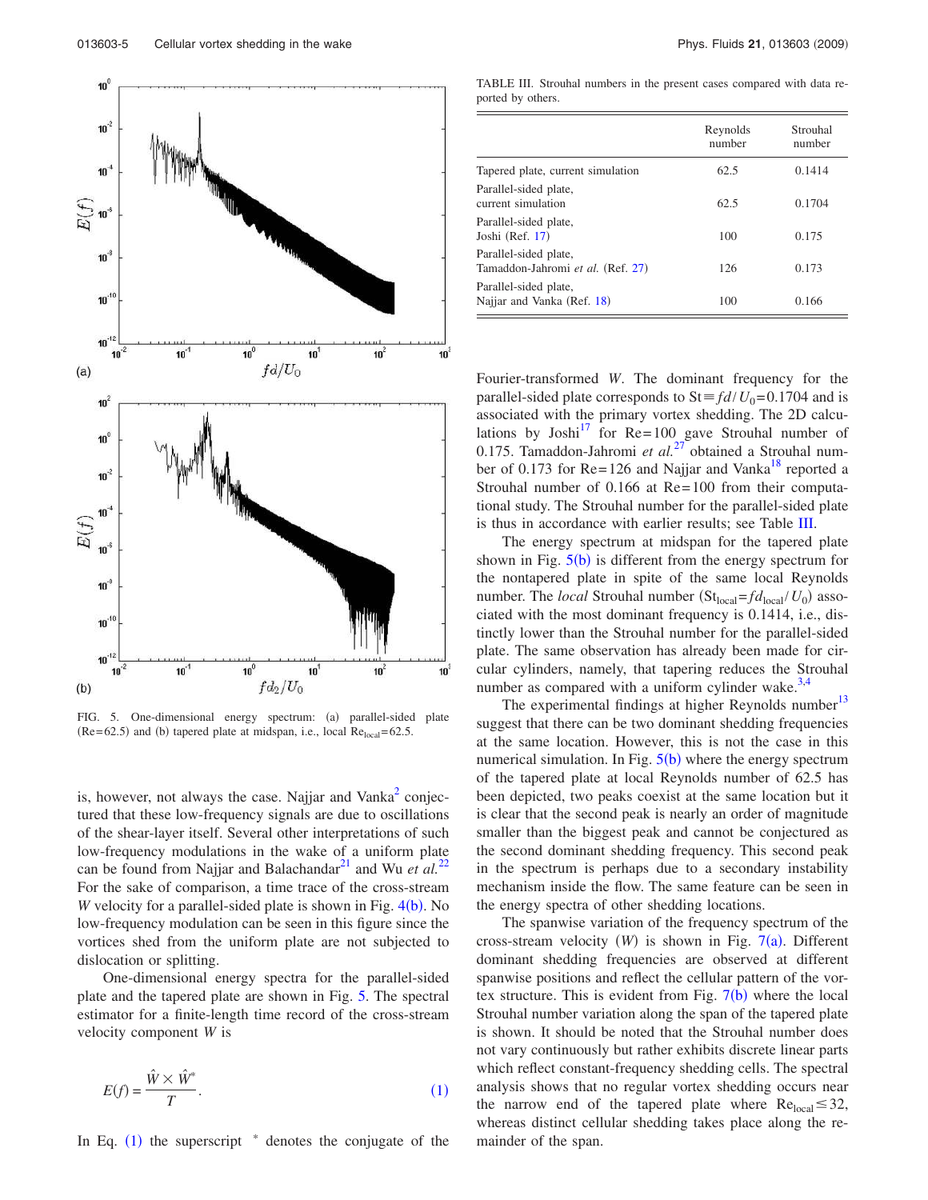FIG. 5. One-dimensional energy spectrum: (a) parallel-sided plate ($Re=62.5$) and (b) tapered plate at midspan, i.e., local $Re_{local}=62.5$.

is, however, not always the case. Najjar and Vanka[2] conjectured that these low-frequency signals are due to oscillations of the shear-layer itself. Several other interpretations of such low-frequency modulations in the wake of a uniform plate can be found from Najjar and Balachandar[21] and Wu *et al.*[22] For the sake of comparison, a time trace of the cross-stream $W$ velocity for a parallel-sided plate is shown in Fig. 4(b). No low-frequency modulation can be seen in this figure since the vortices shed from the uniform plate are not subjected to dislocation or splitting.

One-dimensional energy spectra for the parallel-sided plate and the tapered plate are shown in Fig. 5. The spectral estimator for a finite-length time record of the cross-stream velocity component $W$ is

$$E(f) = \frac{\hat{W} \times \hat{W}^{*}}{T}. \tag{1}$$

In Eq. (1) the superscript $^{*}$ denotes the conjugate of the Fourier-transformed $W$. The dominant frequency for the parallel-sided plate corresponds to $St \equiv fd/U_0 = 0.1704$ and is associated with the primary vortex shedding. The 2D calculations by Joshi[17] for $Re=100$ gave Strouhal number of 0.175. Tamaddon-Jahromi *et al.*[27] obtained a Strouhal number of 0.173 for $Re=126$ and Najjar and Vanka[18] reported a Strouhal number of 0.166 at $Re=100$ from their computational study. The Strouhal number for the parallel-sided plate is thus in accordance with earlier results; see Table III.

TABLE III. Strouhal numbers in the present cases compared with data reported by others.

| | Reynolds number | Strouhal number |
|---|---|---|
| Tapered plate, current simulation | 62.5 | 0.1414 |
| Parallel-sided plate, current simulation | 62.5 | 0.1704 |
| Parallel-sided plate, Joshi (Ref. 17) | 100 | 0.175 |
| Parallel-sided plate, Tamaddon-Jahromi *et al.* (Ref. 27) | 126 | 0.173 |
| Parallel-sided plate, Najjar and Vanka (Ref. 18) | 100 | 0.166 |

The energy spectrum at midspan for the tapered plate shown in Fig. 5(b) is different from the energy spectrum for the nontapered plate in spite of the same local Reynolds number. The *local* Strouhal number ($St_{local} = fd_{local}/U_0$) associated with the most dominant frequency is 0.1414, i.e., distinctly lower than the Strouhal number for the parallel-sided plate. The same observation has already been made for circular cylinders, namely, that tapering reduces the Strouhal number as compared with a uniform cylinder wake.[3,4]

The experimental findings at higher Reynolds number[13] suggest that there can be two dominant shedding frequencies at the same location. However, this is not the case in this numerical simulation. In Fig. 5(b) where the energy spectrum of the tapered plate at local Reynolds number of 62.5 has been depicted, two peaks coexist at the same location but it is clear that the second peak is nearly an order of magnitude smaller than the biggest peak and cannot be conjectured as the second dominant shedding frequency. This second peak in the spectrum is perhaps due to a secondary instability mechanism inside the flow. The same feature can be seen in the energy spectra of other shedding locations.

The spanwise variation of the frequency spectrum of the cross-stream velocity ($W$) is shown in Fig. 7(a). Different dominant shedding frequencies are observed at different spanwise positions and reflect the cellular pattern of the vortex structure. This is evident from Fig. 7(b) where the local Strouhal number variation along the span of the tapered plate is shown. It should be noted that the Strouhal number does not vary continuously but rather exhibits discrete linear parts which reflect constant-frequency shedding cells. The spectral analysis shows that no regular vortex shedding occurs near the narrow end of the tapered plate where $Re_{local} \leq 32$, whereas distinct cellular shedding takes place along the remainder of the span.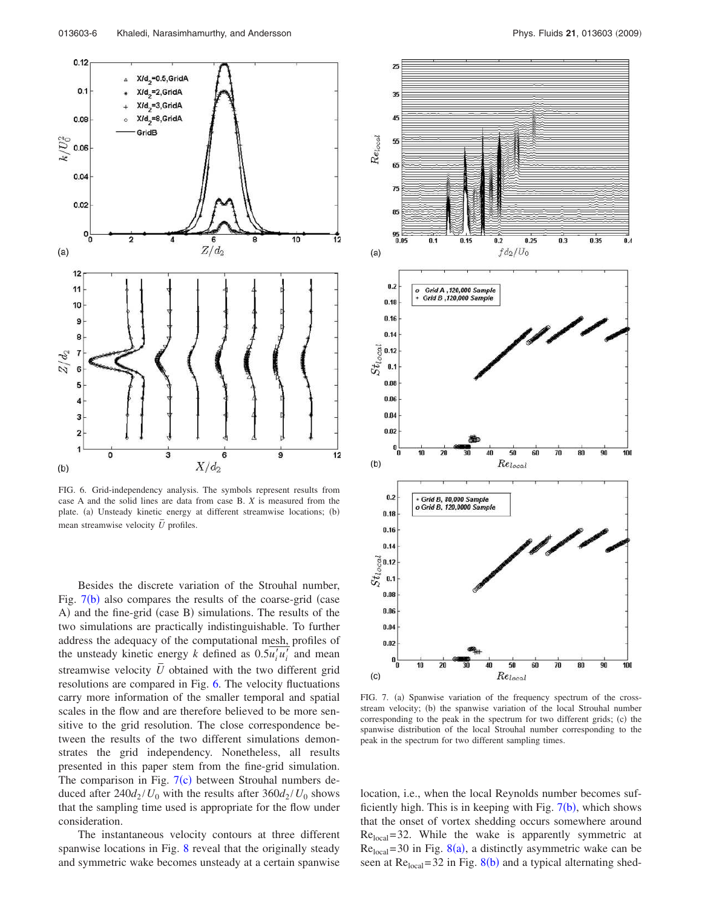FIG. 6. Grid-independency analysis. The symbols represent results from case A and the solid lines are data from case B. $X$ is measured from the plate. (a) Unsteady kinetic energy at different streamwise locations; (b) mean streamwise velocity $\bar{U}$ profiles.

FIG. 7. (a) Spanwise variation of the frequency spectrum of the cross-stream velocity; (b) the spanwise variation of the local Strouhal number corresponding to the peak in the spectrum for two different grids; (c) the spanwise distribution of the local Strouhal number corresponding to the peak in the spectrum for two different sampling times.

Besides the discrete variation of the Strouhal number, Fig. 7(b) also compares the results of the coarse-grid (case A) and the fine-grid (case B) simulations. The results of the two simulations are practically indistinguishable. To further address the adequacy of the computational mesh, profiles of the unsteady kinetic energy $k$ defined as $0.5\overline{u_i'u_i'}$ and mean streamwise velocity $\bar{U}$ obtained with the two different grid resolutions are compared in Fig. 6. The velocity fluctuations carry more information of the smaller temporal and spatial scales in the flow and are therefore believed to be more sensitive to the grid resolution. The close correspondence between the results of the two different simulations demonstrates the grid independency. Nonetheless, all results presented in this paper stem from the fine-grid simulation. The comparison in Fig. 7(c) between Strouhal numbers deduced after $240d_2/U_0$ with the results after $360d_2/U_0$ shows that the sampling time used is appropriate for the flow under consideration.

The instantaneous velocity contours at three different spanwise locations in Fig. 8 reveal that the originally steady and symmetric wake becomes unsteady at a certain spanwise location, i.e., when the local Reynolds number becomes sufficiently high. This is in keeping with Fig. 7(b), which shows that the onset of vortex shedding occurs somewhere around $\mathrm{Re}_{\mathrm{local}}=32$. While the wake is apparently symmetric at $\mathrm{Re}_{\mathrm{local}}=30$ in Fig. 8(a), a distinctly asymmetric wake can be seen at $\mathrm{Re}_{\mathrm{local}}=32$ in Fig. 8(b) and a typical alternating shed-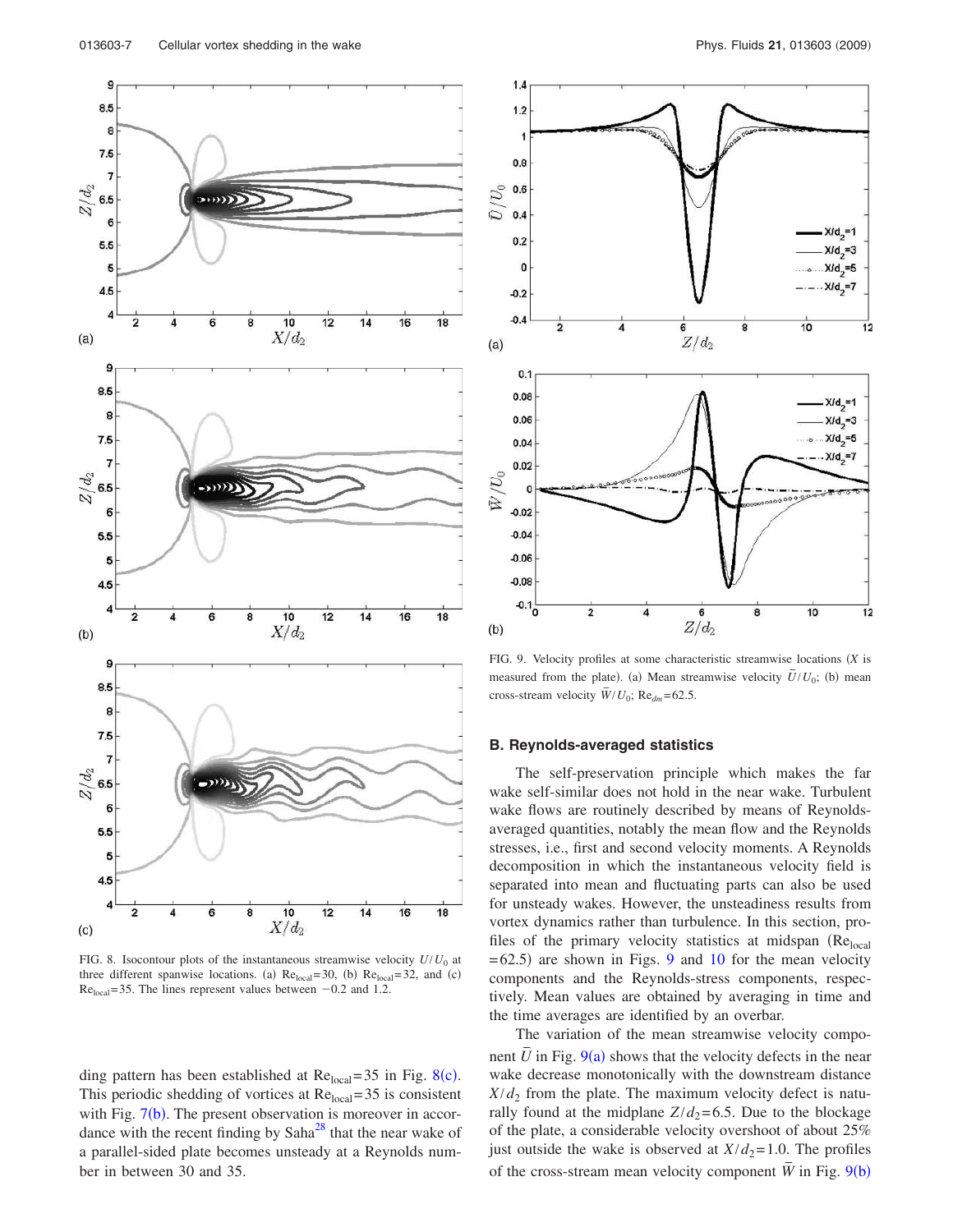FIG. 8. Isocontour plots of the instantaneous streamwise velocity $U/U_0$ at three different spanwise locations. (a) $\mathrm{Re}_{\mathrm{local}}=30$, (b) $\mathrm{Re}_{\mathrm{local}}=32$, and (c) $\mathrm{Re}_{\mathrm{local}}=35$. The lines represent values between $-0.2$ and 1.2.

ding pattern has been established at $\mathrm{Re}_{\mathrm{local}}=35$ in Fig. 8(c). This periodic shedding of vortices at $\mathrm{Re}_{\mathrm{local}}=35$ is consistent with Fig. 7(b). The present observation is moreover in accordance with the recent finding by Saha[28] that the near wake of a parallel-sided plate becomes unsteady at a Reynolds number in between 30 and 35.

FIG. 9. Velocity profiles at some characteristic streamwise locations ($X$ is measured from the plate). (a) Mean streamwise velocity $\bar{U}/U_0$; (b) mean cross-stream velocity $\bar{W}/U_0$; $\mathrm{Re}_{dm}=62.5$.

## B. Reynolds-averaged statistics

The self-preservation principle which makes the far wake self-similar does not hold in the near wake. Turbulent wake flows are routinely described by means of Reynolds-averaged quantities, notably the mean flow and the Reynolds stresses, i.e., first and second velocity moments. A Reynolds decomposition in which the instantaneous velocity field is separated into mean and fluctuating parts can also be used for unsteady wakes. However, the unsteadiness results from vortex dynamics rather than turbulence. In this section, profiles of the primary velocity statistics at midspan ($\mathrm{Re}_{\mathrm{local}}=62.5$) are shown in Figs. 9 and 10 for the mean velocity components and the Reynolds-stress components, respectively. Mean values are obtained by averaging in time and the time averages are identified by an overbar.

The variation of the mean streamwise velocity component $\bar{U}$ in Fig. 9(a) shows that the velocity defects in the near wake decrease monotonically with the downstream distance $X/d_2$ from the plate. The maximum velocity defect is naturally found at the midplane $Z/d_2=6.5$. Due to the blockage of the plate, a considerable velocity overshoot of about 25% just outside the wake is observed at $X/d_2=1.0$. The profiles of the cross-stream mean velocity component $\bar{W}$ in Fig. 9(b)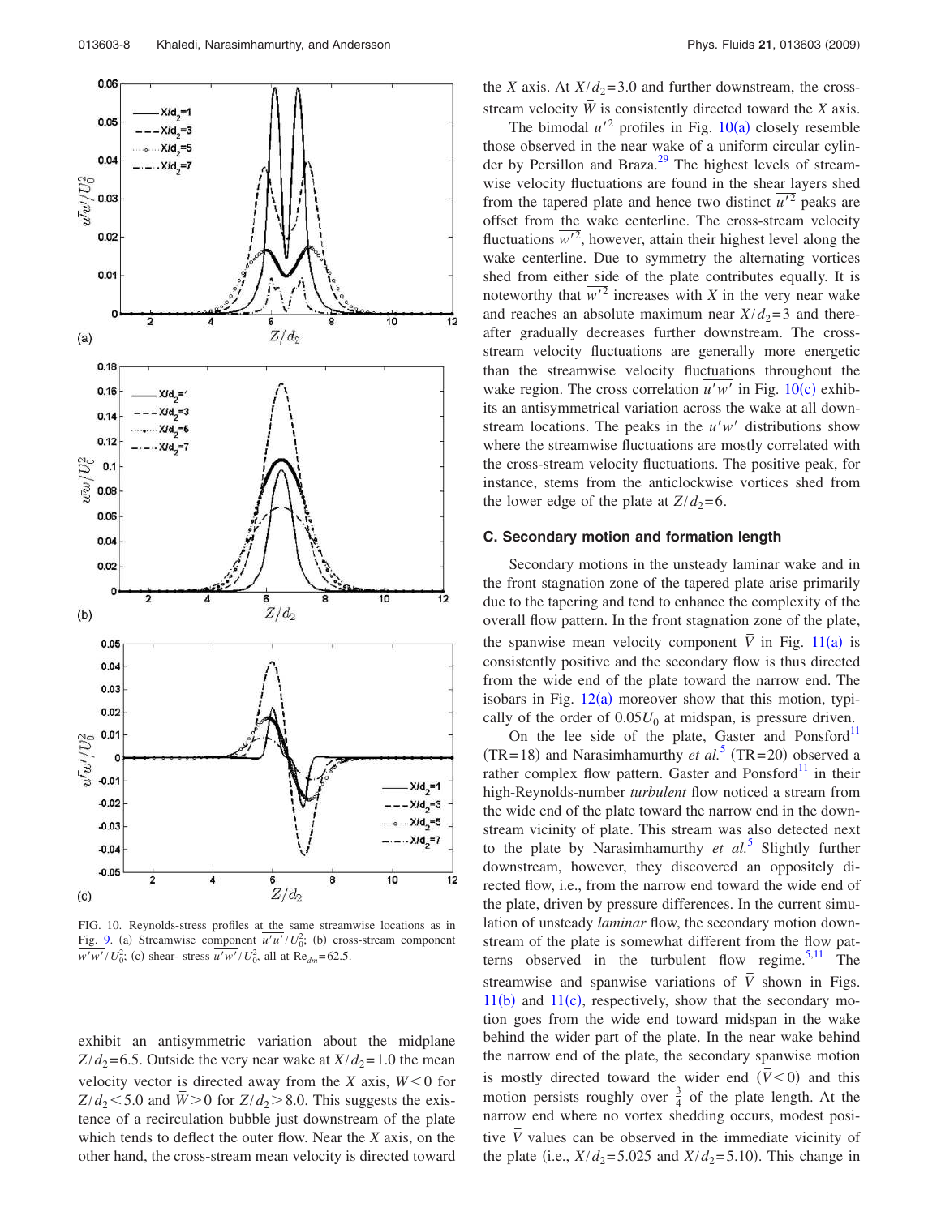FIG. 10. Reynolds-stress profiles at the same streamwise locations as in Fig. 9. (a) Streamwise component $\overline{u'u'}/U_0^2$; (b) cross-stream component $\overline{w'w'}/U_0^2$; (c) shear- stress $\overline{u'w'}/U_0^2$, all at $Re_{dm}=62.5$.

exhibit an antisymmetric variation about the midplane $Z/d_2=6.5$. Outside the very near wake at $X/d_2=1.0$ the mean velocity vector is directed away from the $X$ axis, $\overline{W}<0$ for $Z/d_2<5.0$ and $\overline{W}>0$ for $Z/d_2>8.0$. This suggests the existence of a recirculation bubble just downstream of the plate which tends to deflect the outer flow. Near the $X$ axis, on the other hand, the cross-stream mean velocity is directed toward the $X$ axis. At $X/d_2=3.0$ and further downstream, the cross-stream velocity $\overline{W}$ is consistently directed toward the $X$ axis.

The bimodal $\overline{u'^2}$ profiles in Fig. 10(a) closely resemble those observed in the near wake of a uniform circular cylinder by Persillon and Braza.[29] The highest levels of streamwise velocity fluctuations are found in the shear layers shed from the tapered plate and hence two distinct $\overline{u'^2}$ peaks are offset from the wake centerline. The cross-stream velocity fluctuations $\overline{w'^2}$, however, attain their highest level along the wake centerline. Due to symmetry the alternating vortices shed from either side of the plate contributes equally. It is noteworthy that $\overline{w'^2}$ increases with $X$ in the very near wake and reaches an absolute maximum near $X/d_2=3$ and thereafter gradually decreases further downstream. The cross-stream velocity fluctuations are generally more energetic than the streamwise velocity fluctuations throughout the wake region. The cross correlation $\overline{u'w'}$ in Fig. 10(c) exhibits an antisymmetrical variation across the wake at all downstream locations. The peaks in the $\overline{u'w'}$ distributions show where the streamwise fluctuations are mostly correlated with the cross-stream velocity fluctuations. The positive peak, for instance, stems from the anticlockwise vortices shed from the lower edge of the plate at $Z/d_2=6$.

### C. Secondary motion and formation length

Secondary motions in the unsteady laminar wake and in the front stagnation zone of the tapered plate arise primarily due to the tapering and tend to enhance the complexity of the overall flow pattern. In the front stagnation zone of the plate, the spanwise mean velocity component $\overline{V}$ in Fig. 11(a) is consistently positive and the secondary flow is thus directed from the wide end of the plate toward the narrow end. The isobars in Fig. 12(a) moreover show that this motion, typically of the order of $0.05U_0$ at midspan, is pressure driven.

On the lee side of the plate, Gaster and Ponsford[11] (TR=18) and Narasimhamurthy *et al.*[5] (TR=20) observed a rather complex flow pattern. Gaster and Ponsford[11] in their high-Reynolds-number *turbulent* flow noticed a stream from the wide end of the plate toward the narrow end in the downstream vicinity of plate. This stream was also detected next to the plate by Narasimhamurthy *et al.*[5] Slightly further downstream, however, they discovered an oppositely directed flow, i.e., from the narrow end toward the wide end of the plate, driven by pressure differences. In the current simulation of unsteady *laminar* flow, the secondary motion downstream of the plate is somewhat different from the flow patterns observed in the turbulent flow regime.[5,11] The streamwise and spanwise variations of $\overline{V}$ shown in Figs. 11(b) and 11(c), respectively, show that the secondary motion goes from the wide end toward midspan in the wake behind the wider part of the plate. In the near wake behind the narrow end of the plate, the secondary spanwise motion is mostly directed toward the wider end ($\overline{V}<0$) and this motion persists roughly over $\frac{3}{4}$ of the plate length. At the narrow end where no vortex shedding occurs, modest positive $\overline{V}$ values can be observed in the immediate vicinity of the plate (i.e., $X/d_2=5.025$ and $X/d_2=5.10$). This change in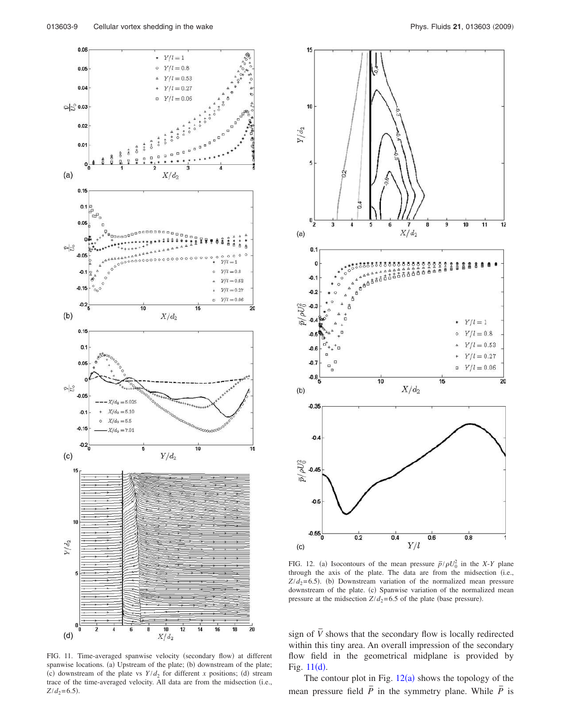FIG. 11. Time-averaged spanwise velocity (secondary flow) at different spanwise locations. (a) Upstream of the plate; (b) downstream of the plate; (c) downstream of the plate vs $Y/d_2$ for different $x$ positions; (d) stream trace of the time-averaged velocity. All data are from the midsection (i.e., $Z/d_2=6.5$).

FIG. 12. (a) Isocontours of the mean pressure $\bar{p}/\rho U_0^2$ in the $X$-$Y$ plane through the axis of the plate. The data are from the midsection (i.e., $Z/d_2=6.5$). (b) Downstream variation of the normalized mean pressure downstream of the plate. (c) Spanwise variation of the normalized mean pressure at the midsection $Z/d_2=6.5$ of the plate (base pressure).

sign of $\bar{V}$ shows that the secondary flow is locally redirected within this tiny area. An overall impression of the secondary flow field in the geometrical midplane is provided by Fig. 11(d).

The contour plot in Fig. 12(a) shows the topology of the mean pressure field $\bar{P}$ in the symmetry plane. While $\bar{P}$ is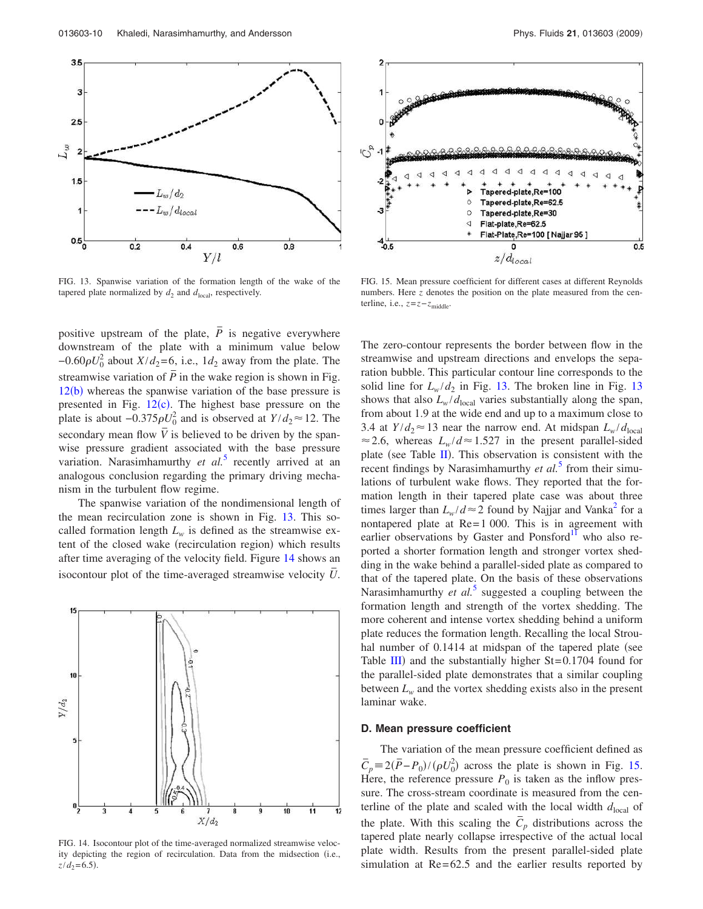FIG. 13. Spanwise variation of the formation length of the wake of the tapered plate normalized by $d_2$ and $d_{\mathrm{local}}$, respectively.

FIG. 15. Mean pressure coefficient for different cases at different Reynolds numbers. Here $z$ denotes the position on the plate measured from the centerline, i.e., $z = z - z_{\mathrm{middle}}$.

positive upstream of the plate, $\bar{P}$ is negative everywhere downstream of the plate with a minimum value below $-0.60\rho U_0^2$ about $X/d_2 = 6$, i.e., $1d_2$ away from the plate. The streamwise variation of $\bar{P}$ in the wake region is shown in Fig. 12(b) whereas the spanwise variation of the base pressure is presented in Fig. 12(c). The highest base pressure on the plate is about $-0.375\rho U_0^2$ and is observed at $Y/d_2 \approx 12$. The secondary mean flow $\bar{V}$ is believed to be driven by the spanwise pressure gradient associated with the base pressure variation. Narasimhamurthy *et al.*[5] recently arrived at an analogous conclusion regarding the primary driving mechanism in the turbulent flow regime.

The spanwise variation of the nondimensional length of the mean recirculation zone is shown in Fig. 13. This so-called formation length $L_w$ is defined as the streamwise extent of the closed wake (recirculation region) which results after time averaging of the velocity field. Figure 14 shows an isocontour plot of the time-averaged streamwise velocity $\bar{U}$.

FIG. 14. Isocontour plot of the time-averaged normalized streamwise velocity depicting the region of recirculation. Data from the midsection (i.e., $z/d_2 = 6.5$).

The zero-contour represents the border between flow in the streamwise and upstream directions and envelops the separation bubble. This particular contour line corresponds to the solid line for $L_w/d_2$ in Fig. 13. The broken line in Fig. 13 shows that also $L_w/d_{\mathrm{local}}$ varies substantially along the span, from about 1.9 at the wide end and up to a maximum close to 3.4 at $Y/d_2 \approx 13$ near the narrow end. At midspan $L_w/d_{\mathrm{local}} \approx 2.6$, whereas $L_w/d \approx 1.527$ in the present parallel-sided plate (see Table II). This observation is consistent with the recent findings by Narasimhamurthy *et al.*[5] from their simulations of turbulent wake flows. They reported that the formation length in their tapered plate case was about three times larger than $L_w/d \approx 2$ found by Najjar and Vanka[2] for a nontapered plate at Re=1 000. This is in agreement with earlier observations by Gaster and Ponsford[11] who also reported a shorter formation length and stronger vortex shedding in the wake behind a parallel-sided plate as compared to that of the tapered plate. On the basis of these observations Narasimhamurthy *et al.*[5] suggested a coupling between the formation length and strength of the vortex shedding. The more coherent and intense vortex shedding behind a uniform plate reduces the formation length. Recalling the local Strouhal number of 0.1414 at midspan of the tapered plate (see Table III) and the substantially higher St=0.1704 found for the parallel-sided plate demonstrates that a similar coupling between $L_w$ and the vortex shedding exists also in the present laminar wake.

### D. Mean pressure coefficient

The variation of the mean pressure coefficient defined as $\bar{C}_p \equiv 2(\bar{P} - P_0)/(\rho U_0^2)$ across the plate is shown in Fig. 15. Here, the reference pressure $P_0$ is taken as the inflow pressure. The cross-stream coordinate is measured from the centerline of the plate and scaled with the local width $d_{\mathrm{local}}$ of the plate. With this scaling the $\bar{C}_p$ distributions across the tapered plate nearly collapse irrespective of the actual local plate width. Results from the present parallel-sided plate simulation at Re=62.5 and the earlier results reported by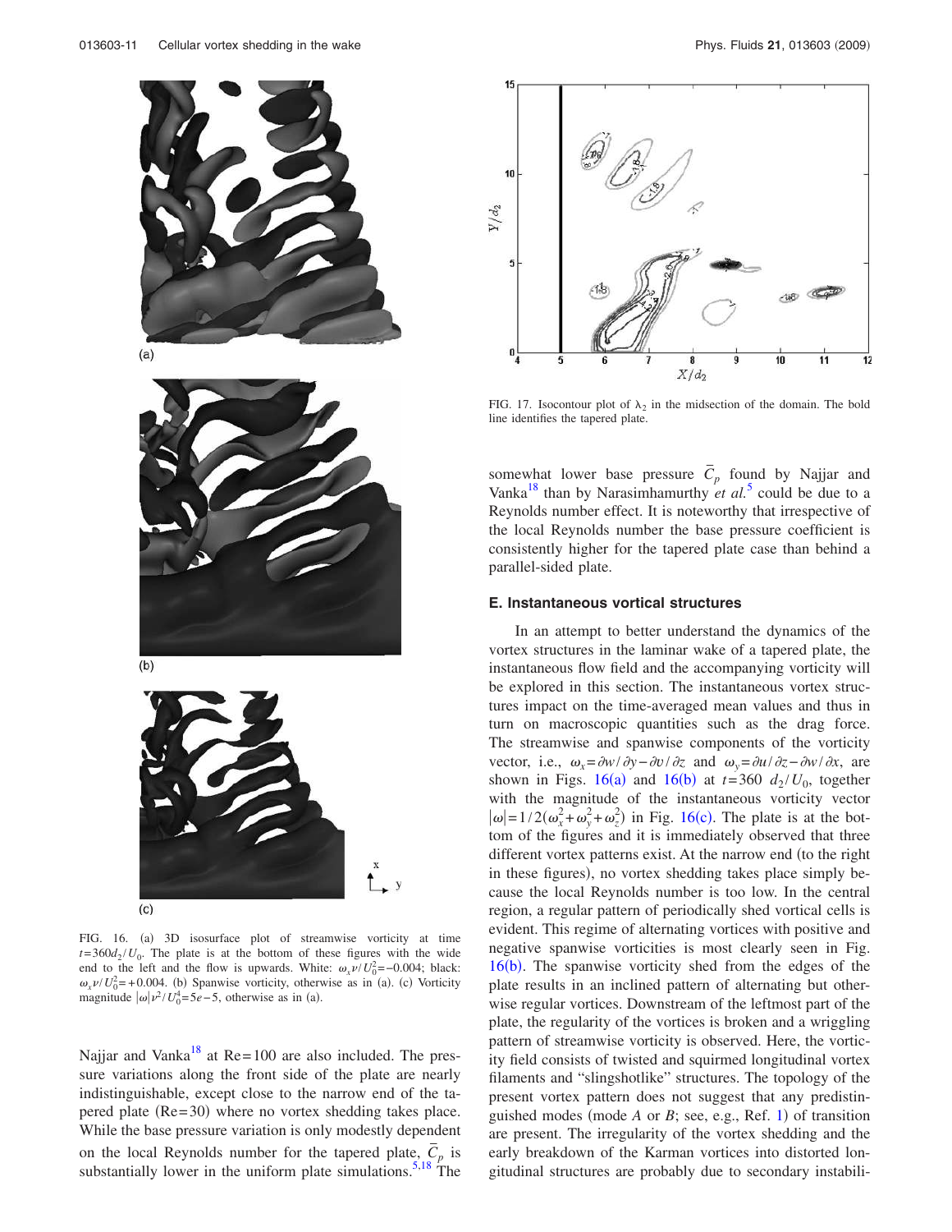FIG. 16. (a) 3D isosurface plot of streamwise vorticity at time $t=360d_2/U_0$. The plate is at the bottom of these figures with the wide end to the left and the flow is upwards. White: $\omega_x \nu/U_0^2=-0.004$; black: $\omega_x \nu/U_0^2=+0.004$. (b) Spanwise vorticity, otherwise as in (a). (c) Vorticity magnitude $|\omega|\nu^2/U_0^4=5e-5$, otherwise as in (a).

FIG. 17. Isocontour plot of $\lambda_2$ in the midsection of the domain. The bold line identifies the tapered plate.

Najjar and Vanka[18] at Re=100 are also included. The pressure variations along the front side of the plate are nearly indistinguishable, except close to the narrow end of the tapered plate (Re=30) where no vortex shedding takes place. While the base pressure variation is only modestly dependent on the local Reynolds number for the tapered plate, $\bar{C}_p$ is substantially lower in the uniform plate simulations.[5,18] The somewhat lower base pressure $\bar{C}_p$ found by Najjar and Vanka[18] than by Narasimhamurthy *et al.*[5] could be due to a Reynolds number effect. It is noteworthy that irrespective of the local Reynolds number the base pressure coefficient is consistently higher for the tapered plate case than behind a parallel-sided plate.

### E. Instantaneous vortical structures

In an attempt to better understand the dynamics of the vortex structures in the laminar wake of a tapered plate, the instantaneous flow field and the accompanying vorticity will be explored in this section. The instantaneous vortex structures impact on the time-averaged mean values and thus in turn on macroscopic quantities such as the drag force. The streamwise and spanwise components of the vorticity vector, i.e., $\omega_x=\partial w/\partial y-\partial v/\partial z$ and $\omega_y=\partial u/\partial z-\partial w/\partial x$, are shown in Figs. 16(a) and 16(b) at $t=360\ d_2/U_0$, together with the magnitude of the instantaneous vorticity vector $|\omega|=1/2(\omega_x^2+\omega_y^2+\omega_z^2)$ in Fig. 16(c). The plate is at the bottom of the figures and it is immediately observed that three different vortex patterns exist. At the narrow end (to the right in these figures), no vortex shedding takes place simply because the local Reynolds number is too low. In the central region, a regular pattern of periodically shed vortical cells is evident. This regime of alternating vortices with positive and negative spanwise vorticities is most clearly seen in Fig. 16(b). The spanwise vorticity shed from the edges of the plate results in an inclined pattern of alternating but otherwise regular vortices. Downstream of the leftmost part of the plate, the regularity of the vortices is broken and a wriggling pattern of streamwise vorticity is observed. Here, the vorticity field consists of twisted and squirmed longitudinal vortex filaments and "slingshotlike" structures. The topology of the present vortex pattern does not suggest that any predistinguished modes (mode *A* or *B*; see, e.g., Ref. 1) of transition are present. The irregularity of the vortex shedding and the early breakdown of the Karman vortices into distorted longitudinal structures are probably due to secondary instabili-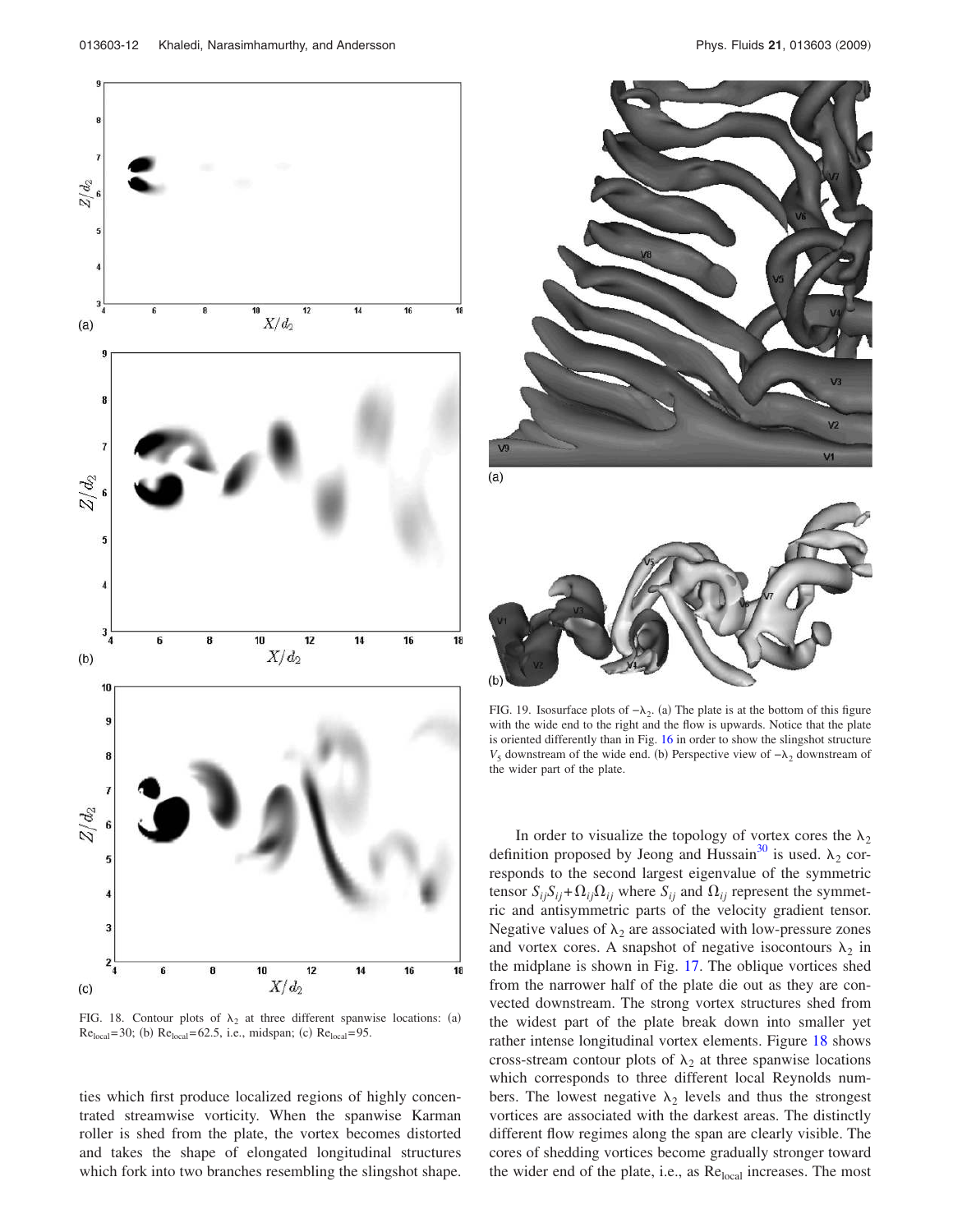FIG. 18. Contour plots of $\lambda_2$ at three different spanwise locations: (a) $Re_{local}=30$; (b) $Re_{local}=62.5$, i.e., midspan; (c) $Re_{local}=95$.

ties which first produce localized regions of highly concentrated streamwise vorticity. When the spanwise Karman roller is shed from the plate, the vortex becomes distorted and takes the shape of elongated longitudinal structures which fork into two branches resembling the slingshot shape.

FIG. 19. Isosurface plots of $-\lambda_2$. (a) The plate is at the bottom of this figure with the wide end to the right and the flow is upwards. Notice that the plate is oriented differently than in Fig. 16 in order to show the slingshot structure $V_5$ downstream of the wide end. (b) Perspective view of $-\lambda_2$ downstream of the wider part of the plate.

In order to visualize the topology of vortex cores the $\lambda_2$ definition proposed by Jeong and Hussain[30] is used. $\lambda_2$ corresponds to the second largest eigenvalue of the symmetric tensor $S_{ij}S_{ij}+\Omega_{ij}\Omega_{ij}$ where $S_{ij}$ and $\Omega_{ij}$ represent the symmetric and antisymmetric parts of the velocity gradient tensor. Negative values of $\lambda_2$ are associated with low-pressure zones and vortex cores. A snapshot of negative isocontours $\lambda_2$ in the midplane is shown in Fig. 17. The oblique vortices shed from the narrower half of the plate die out as they are convected downstream. The strong vortex structures shed from the widest part of the plate break down into smaller yet rather intense longitudinal vortex elements. Figure 18 shows cross-stream contour plots of $\lambda_2$ at three spanwise locations which corresponds to three different local Reynolds numbers. The lowest negative $\lambda_2$ levels and thus the strongest vortices are associated with the darkest areas. The distinctly different flow regimes along the span are clearly visible. The cores of shedding vortices become gradually stronger toward the wider end of the plate, i.e., as $Re_{local}$ increases. The most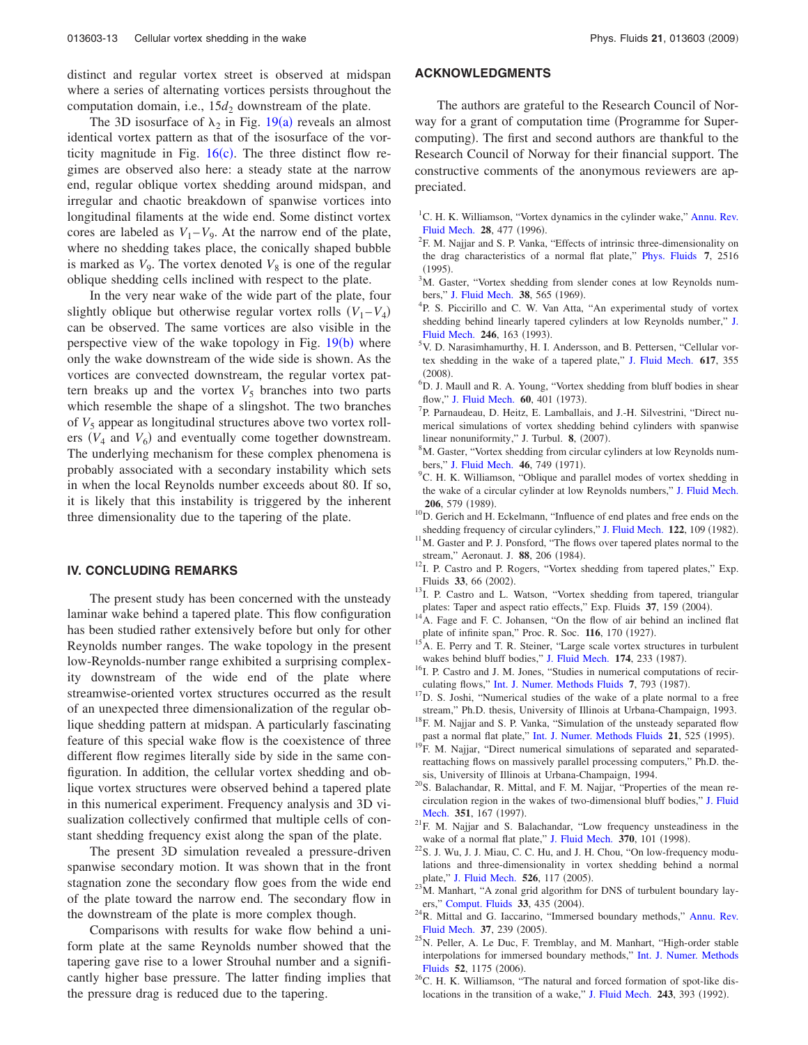distinct and regular vortex street is observed at midspan where a series of alternating vortices persists throughout the computation domain, i.e., $15d_2$ downstream of the plate.

The 3D isosurface of $\lambda_2$ in Fig. 19(a) reveals an almost identical vortex pattern as that of the isosurface of the vorticity magnitude in Fig. 16(c). The three distinct flow regimes are observed also here: a steady state at the narrow end, regular oblique vortex shedding around midspan, and irregular and chaotic breakdown of spanwise vortices into longitudinal filaments at the wide end. Some distinct vortex cores are labeled as $V_1$–$V_9$. At the narrow end of the plate, where no shedding takes place, the conically shaped bubble is marked as $V_9$. The vortex denoted $V_8$ is one of the regular oblique shedding cells inclined with respect to the plate.

In the very near wake of the wide part of the plate, four slightly oblique but otherwise regular vortex rolls ($V_1$–$V_4$) can be observed. The same vortices are also visible in the perspective view of the wake topology in Fig. 19(b) where only the wake downstream of the wide side is shown. As the vortices are convected downstream, the regular vortex pattern breaks up and the vortex $V_5$ branches into two parts which resemble the shape of a slingshot. The two branches of $V_5$ appear as longitudinal structures above two vortex rollers ($V_4$ and $V_6$) and eventually come together downstream. The underlying mechanism for these complex phenomena is probably associated with a secondary instability which sets in when the local Reynolds number exceeds about 80. If so, it is likely that this instability is triggered by the inherent three dimensionality due to the tapering of the plate.

## IV. CONCLUDING REMARKS

The present study has been concerned with the unsteady laminar wake behind a tapered plate. This flow configuration has been studied rather extensively before but only for other Reynolds number ranges. The wake topology in the present low-Reynolds-number range exhibited a surprising complexity downstream of the wide end of the plate where streamwise-oriented vortex structures occurred as the result of an unexpected three dimensionalization of the regular oblique shedding pattern at midspan. A particularly fascinating feature of this special wake flow is the coexistence of three different flow regimes literally side by side in the same configuration. In addition, the cellular vortex shedding and oblique vortex structures were observed behind a tapered plate in this numerical experiment. Frequency analysis and 3D visualization collectively confirmed that multiple cells of constant shedding frequency exist along the span of the plate.

The present 3D simulation revealed a pressure-driven spanwise secondary motion. It was shown that in the front stagnation zone the secondary flow goes from the wide end of the plate toward the narrow end. The secondary flow in the downstream of the plate is more complex though.

Comparisons with results for wake flow behind a uniform plate at the same Reynolds number showed that the tapering gave rise to a lower Strouhal number and a significantly higher base pressure. The latter finding implies that the pressure drag is reduced due to the tapering.

## ACKNOWLEDGMENTS

The authors are grateful to the Research Council of Norway for a grant of computation time (Programme for Supercomputing). The first and second authors are thankful to the Research Council of Norway for their financial support. The constructive comments of the anonymous reviewers are appreciated.

[1] C. H. K. Williamson, "Vortex dynamics in the cylinder wake," Annu. Rev. Fluid Mech. **28**, 477 (1996).

[2] F. M. Najjar and S. P. Vanka, "Effects of intrinsic three-dimensionality on the drag characteristics of a normal flat plate," Phys. Fluids **7**, 2516 (1995).

[3] M. Gaster, "Vortex shedding from slender cones at low Reynolds numbers," J. Fluid Mech. **38**, 565 (1969).

[4] P. S. Piccirillo and C. W. Van Atta, "An experimental study of vortex shedding behind linearly tapered cylinders at low Reynolds number," J. Fluid Mech. **246**, 163 (1993).

[5] V. D. Narasimhamurthy, H. I. Andersson, and B. Pettersen, "Cellular vortex shedding in the wake of a tapered plate," J. Fluid Mech. **617**, 355 (2008).

[6] D. J. Maull and R. A. Young, "Vortex shedding from bluff bodies in shear flow," J. Fluid Mech. **60**, 401 (1973).

[7] P. Parnaudeau, D. Heitz, E. Lamballais, and J.-H. Silvestrini, "Direct numerical simulations of vortex shedding behind cylinders with spanwise linear nonuniformity," J. Turbul. **8**, (2007).

[8] M. Gaster, "Vortex shedding from circular cylinders at low Reynolds numbers," J. Fluid Mech. **46**, 749 (1971).

[9] C. H. K. Williamson, "Oblique and parallel modes of vortex shedding in the wake of a circular cylinder at low Reynolds numbers," J. Fluid Mech. **206**, 579 (1989).

[10] D. Gerich and H. Eckelmann, "Influence of end plates and free ends on the shedding frequency of circular cylinders," J. Fluid Mech. **122**, 109 (1982).

[11] M. Gaster and P. J. Ponsford, "The flows over tapered plates normal to the stream," Aeronaut. J. **88**, 206 (1984).

[12] I. P. Castro and P. Rogers, "Vortex shedding from tapered plates," Exp. Fluids **33**, 66 (2002).

[13] I. P. Castro and L. Watson, "Vortex shedding from tapered, triangular plates: Taper and aspect ratio effects," Exp. Fluids **37**, 159 (2004).

[14] A. Fage and F. C. Johansen, "On the flow of air behind an inclined flat plate of infinite span," Proc. R. Soc. **116**, 170 (1927).

[15] A. E. Perry and T. R. Steiner, "Large scale vortex structures in turbulent wakes behind bluff bodies," J. Fluid Mech. **174**, 233 (1987).

[16] I. P. Castro and J. M. Jones, "Studies in numerical computations of recirculating flows," Int. J. Numer. Methods Fluids **7**, 793 (1987).

[17] D. S. Joshi, "Numerical studies of the wake of a plate normal to a free stream," Ph.D. thesis, University of Illinois at Urbana-Champaign, 1993.

[18] F. M. Najjar and S. P. Vanka, "Simulation of the unsteady separated flow past a normal flat plate," Int. J. Numer. Methods Fluids **21**, 525 (1995).

[19] F. M. Najjar, "Direct numerical simulations of separated and separated-reattaching flows on massively parallel processing computers," Ph.D. thesis, University of Illinois at Urbana-Champaign, 1994.

[20] S. Balachandar, R. Mittal, and F. M. Najjar, "Properties of the mean recirculation region in the wakes of two-dimensional bluff bodies," J. Fluid Mech. **351**, 167 (1997).

[21] F. M. Najjar and S. Balachandar, "Low frequency unsteadiness in the wake of a normal flat plate," J. Fluid Mech. **370**, 101 (1998).

[22] S. J. Wu, J. J. Miau, C. C. Hu, and J. H. Chou, "On low-frequency modulations and three-dimensionality in vortex shedding behind a normal plate," J. Fluid Mech. **526**, 117 (2005).

[23] M. Manhart, "A zonal grid algorithm for DNS of turbulent boundary layers," Comput. Fluids **33**, 435 (2004).

[24] R. Mittal and G. Iaccarino, "Immersed boundary methods," Annu. Rev. Fluid Mech. **37**, 239 (2005).

[25] N. Peller, A. Le Duc, F. Tremblay, and M. Manhart, "High-order stable interpolations for immersed boundary methods," Int. J. Numer. Methods Fluids **52**, 1175 (2006).

[26] C. H. K. Williamson, "The natural and forced formation of spot-like dislocations in the transition of a wake," J. Fluid Mech. **243**, 393 (1992).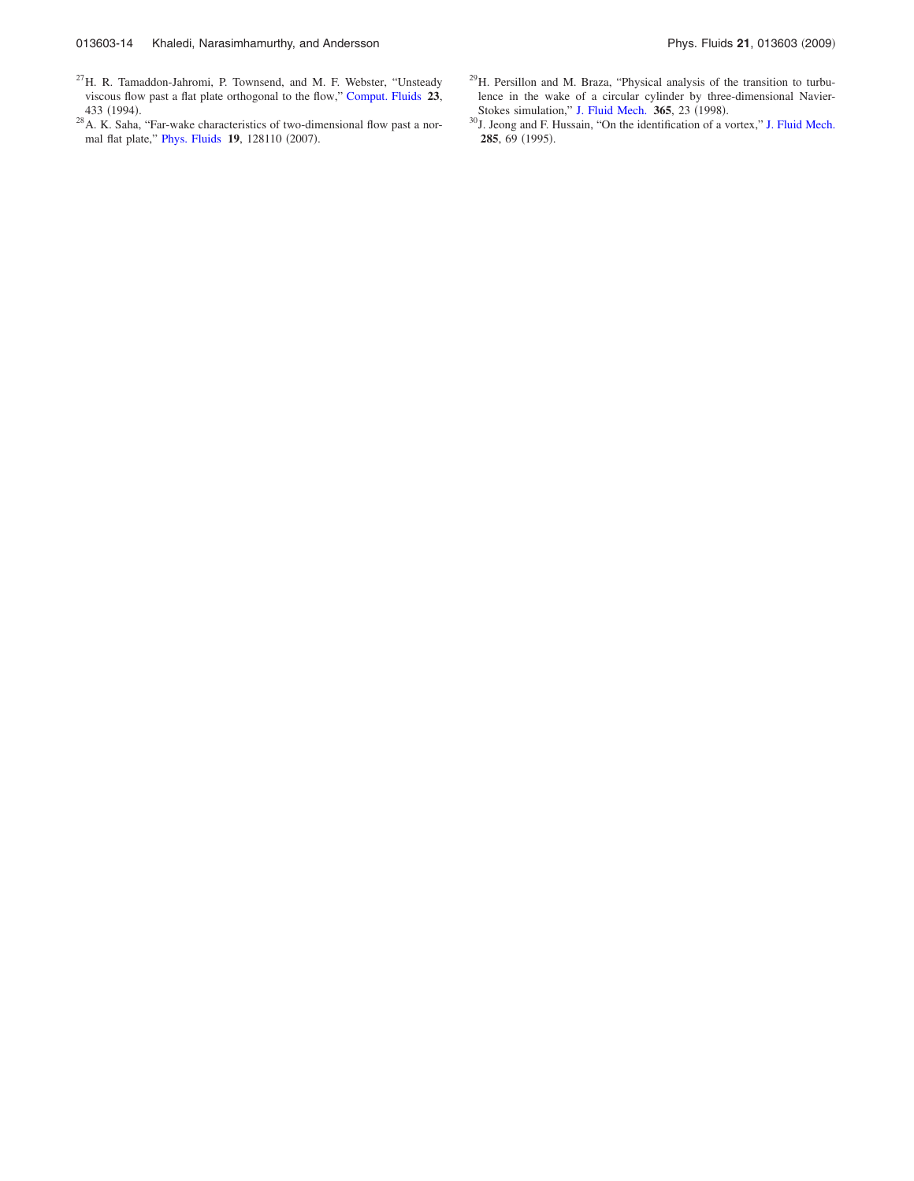[27] H. R. Tamaddon-Jahromi, P. Townsend, and M. F. Webster, "Unsteady viscous flow past a flat plate orthogonal to the flow," Comput. Fluids **23**, 433 (1994).

[28] A. K. Saha, "Far-wake characteristics of two-dimensional flow past a normal flat plate," Phys. Fluids **19**, 128110 (2007).

[29] H. Persillon and M. Braza, "Physical analysis of the transition to turbulence in the wake of a circular cylinder by three-dimensional Navier-Stokes simulation," J. Fluid Mech. **365**, 23 (1998).

[30] J. Jeong and F. Hussain, "On the identification of a vortex," J. Fluid Mech. **285**, 69 (1995).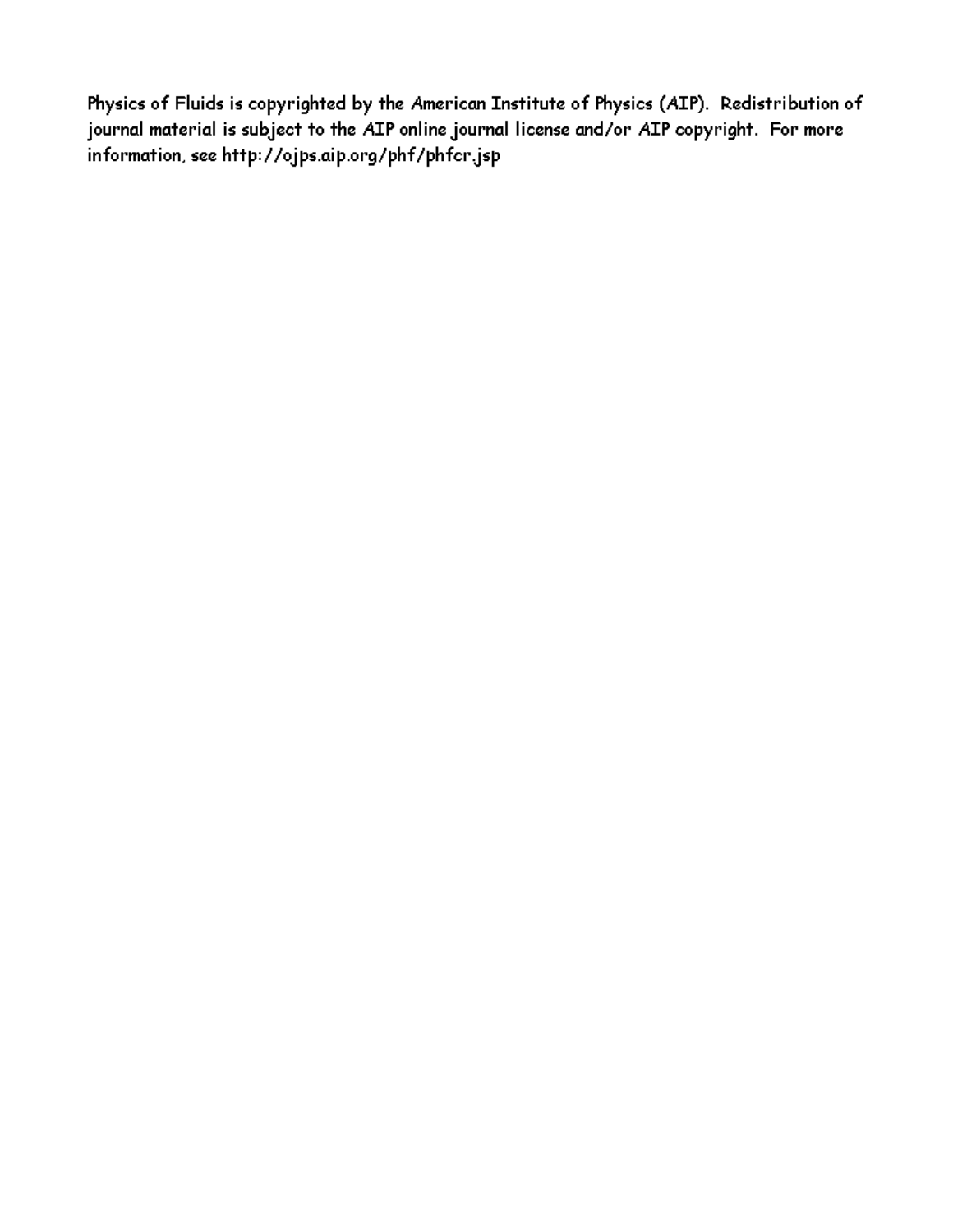Physics of Fluids is copyrighted by the American Institute of Physics (AIP). Redistribution of journal material is subject to the AIP online journal license and/or AIP copyright. For more information, see http://ojps.aip.org/phf/phfcr.jsp